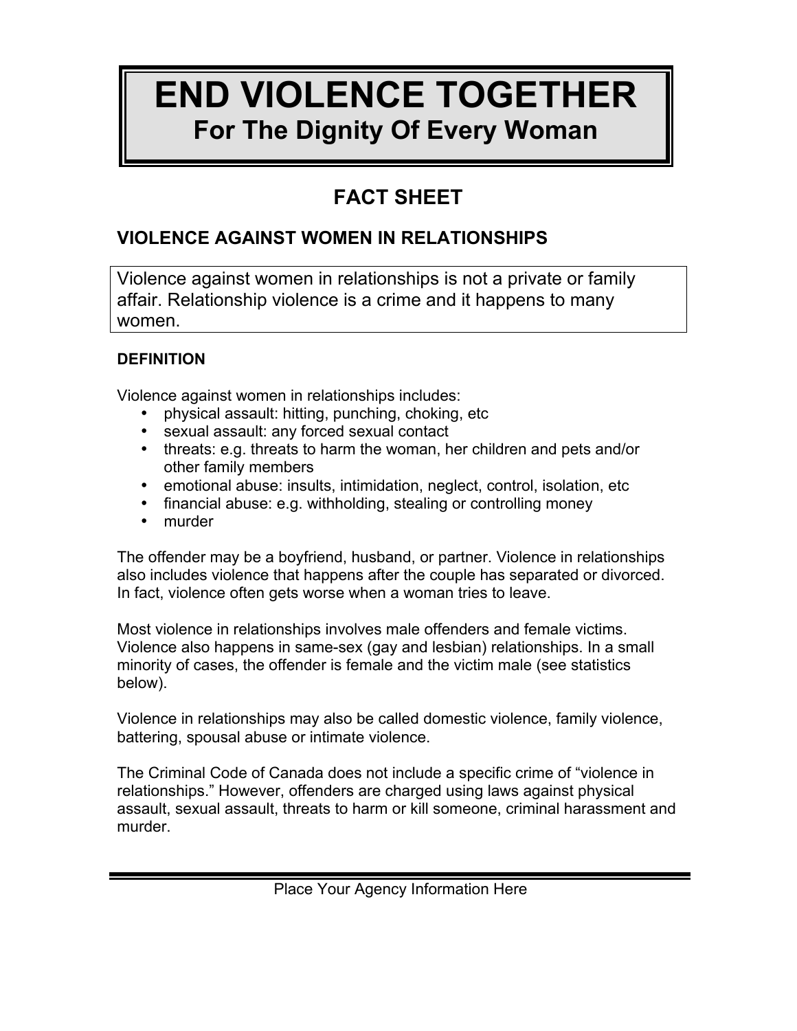# END VIOLENCE TOGETHER

## For The Dignity Of Every Woman

## FACT SHEET

### VIOLENCE AGAINST WOMEN IN RELATIONSHIPS

Violence against women in relationships is not a private or family affair. Relationship violence is a crime and it happens to many women.

#### DEFINITION

Violence against women in relationships includes:

- physical assault: hitting, punching, choking, etc
- sexual assault: any forced sexual contact
- threats: e.g. threats to harm the woman, her children and pets and/or other family members
- emotional abuse: insults, intimidation, neglect, control, isolation, etc
- financial abuse: e.g. withholding, stealing or controlling money
- murder

The offender may be a boyfriend, husband, or partner. Violence in relationships also includes violence that happens after the couple has separated or divorced. In fact, violence often gets worse when a woman tries to leave.

Most violence in relationships involves male offenders and female victims. Violence also happens in same-sex (gay and lesbian) relationships. In a small minority of cases, the offender is female and the victim male (see statistics below).

Violence in relationships may also be called domestic violence, family violence, battering, spousal abuse or intimate violence.

The Criminal Code of Canada does not include a specific crime of "violence in relationships." However, offenders are charged using laws against physical assault, sexual assault, threats to harm or kill someone, criminal harassment and murder.

Place Your Agency Information Here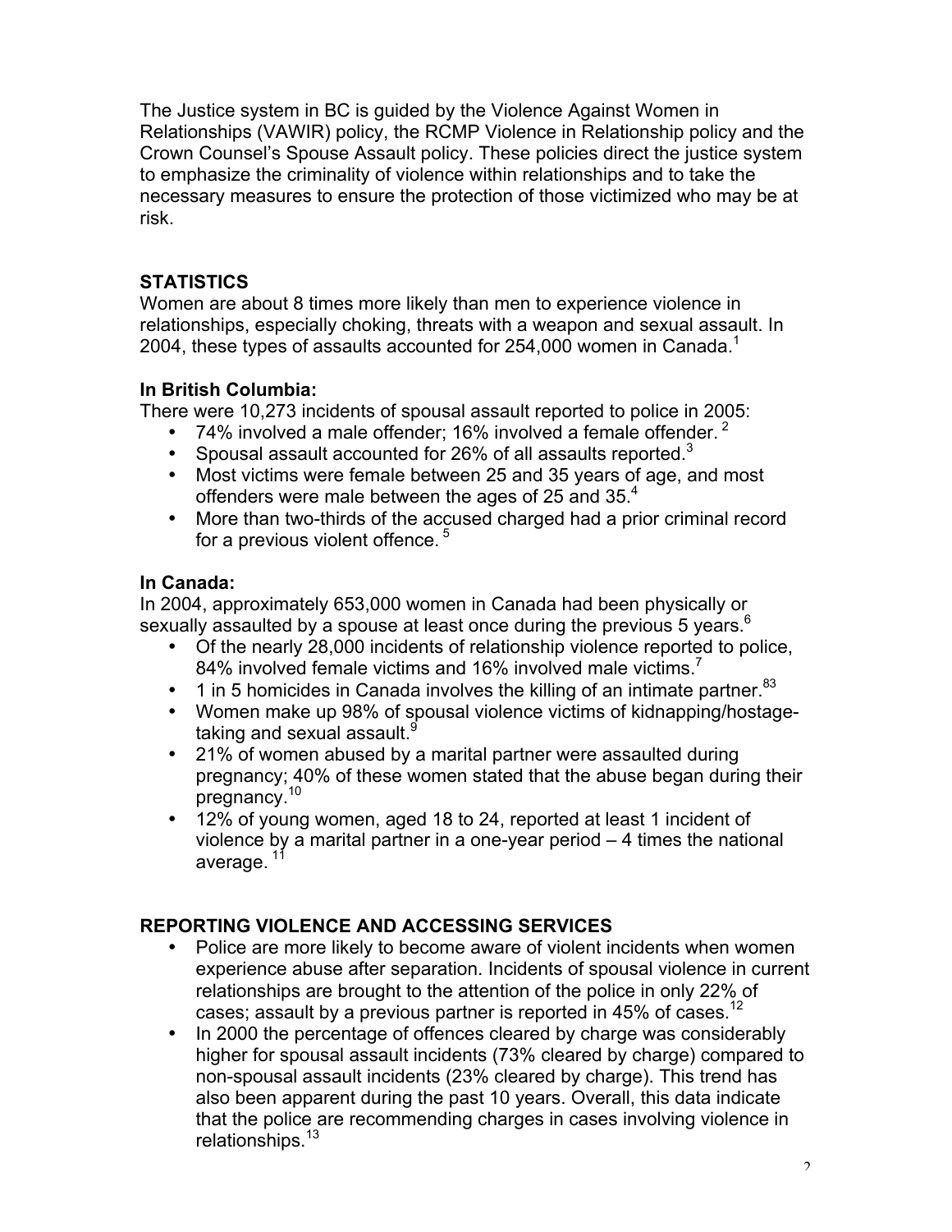The Justice system in BC is guided by the Violence Against Women in Relationships (VAWIR) policy, the RCMP Violence in Relationship policy and the Crown Counsel's Spouse Assault policy. These policies direct the justice system to emphasize the criminality of violence within relationships and to take the necessary measures to ensure the protection of those victimized who may be at risk.

## STATISTICS

Women are about 8 times more likely than men to experience violence in relationships, especially choking, threats with a weapon and sexual assault. In 2004, these types of assaults accounted for 254,000 women in Canada.[1]

### In British Columbia:

There were 10,273 incidents of spousal assault reported to police in 2005:

- 74% involved a male offender; 16% involved a female offender.[2]
- Spousal assault accounted for 26% of all assaults reported.[3]
- Most victims were female between 25 and 35 years of age, and most offenders were male between the ages of 25 and 35.[4]
- More than two-thirds of the accused charged had a prior criminal record for a previous violent offence.[5]

### In Canada:

In 2004, approximately 653,000 women in Canada had been physically or sexually assaulted by a spouse at least once during the previous 5 years.[6]

- Of the nearly 28,000 incidents of relationship violence reported to police, 84% involved female victims and 16% involved male victims.[7]
- 1 in 5 homicides in Canada involves the killing of an intimate partner.[83]
- Women make up 98% of spousal violence victims of kidnapping/hostage-taking and sexual assault.[9]
- 21% of women abused by a marital partner were assaulted during pregnancy; 40% of these women stated that the abuse began during their pregnancy.[10]
- 12% of young women, aged 18 to 24, reported at least 1 incident of violence by a marital partner in a one-year period – 4 times the national average.[11]

## REPORTING VIOLENCE AND ACCESSING SERVICES

- Police are more likely to become aware of violent incidents when women experience abuse after separation. Incidents of spousal violence in current relationships are brought to the attention of the police in only 22% of cases; assault by a previous partner is reported in 45% of cases.[12]
- In 2000 the percentage of offences cleared by charge was considerably higher for spousal assault incidents (73% cleared by charge) compared to non-spousal assault incidents (23% cleared by charge). This trend has also been apparent during the past 10 years. Overall, this data indicate that the police are recommending charges in cases involving violence in relationships.[13]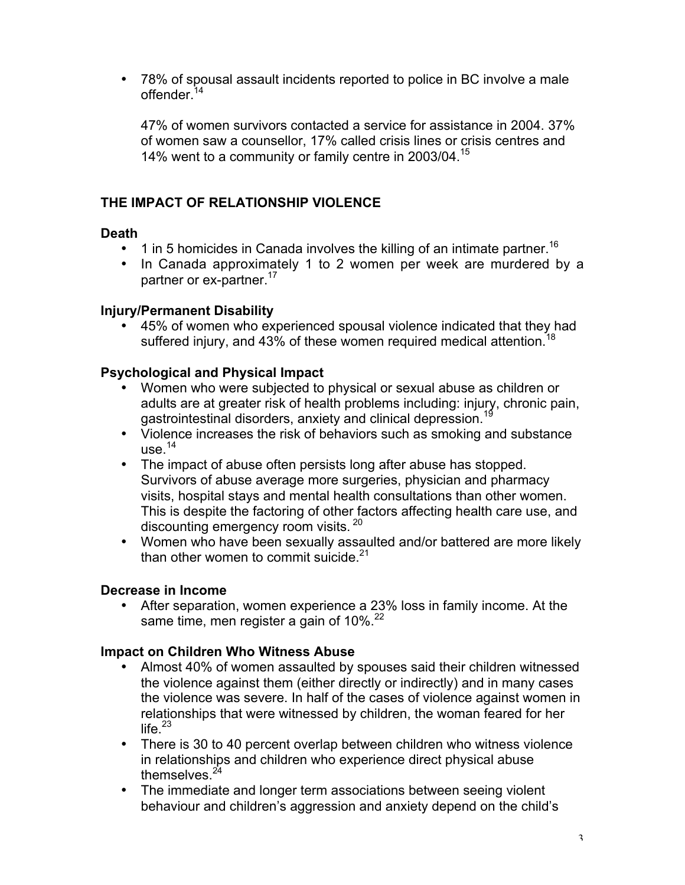- 78% of spousal assault incidents reported to police in BC involve a male offender.[14]

  47% of women survivors contacted a service for assistance in 2004. 37% of women saw a counsellor, 17% called crisis lines or crisis centres and 14% went to a community or family centre in 2003/04.[15]

## THE IMPACT OF RELATIONSHIP VIOLENCE

### Death

- 1 in 5 homicides in Canada involves the killing of an intimate partner.[16]
- In Canada approximately 1 to 2 women per week are murdered by a partner or ex-partner.[17]

### Injury/Permanent Disability

- 45% of women who experienced spousal violence indicated that they had suffered injury, and 43% of these women required medical attention.[18]

### Psychological and Physical Impact

- Women who were subjected to physical or sexual abuse as children or adults are at greater risk of health problems including: injury, chronic pain, gastrointestinal disorders, anxiety and clinical depression.[19]
- Violence increases the risk of behaviors such as smoking and substance use.[14]
- The impact of abuse often persists long after abuse has stopped. Survivors of abuse average more surgeries, physician and pharmacy visits, hospital stays and mental health consultations than other women. This is despite the factoring of other factors affecting health care use, and discounting emergency room visits.[20]
- Women who have been sexually assaulted and/or battered are more likely than other women to commit suicide.[21]

### Decrease in Income

- After separation, women experience a 23% loss in family income. At the same time, men register a gain of 10%.[22]

### Impact on Children Who Witness Abuse

- Almost 40% of women assaulted by spouses said their children witnessed the violence against them (either directly or indirectly) and in many cases the violence was severe. In half of the cases of violence against women in relationships that were witnessed by children, the woman feared for her life.[23]
- There is 30 to 40 percent overlap between children who witness violence in relationships and children who experience direct physical abuse themselves.[24]
- The immediate and longer term associations between seeing violent behaviour and children's aggression and anxiety depend on the child's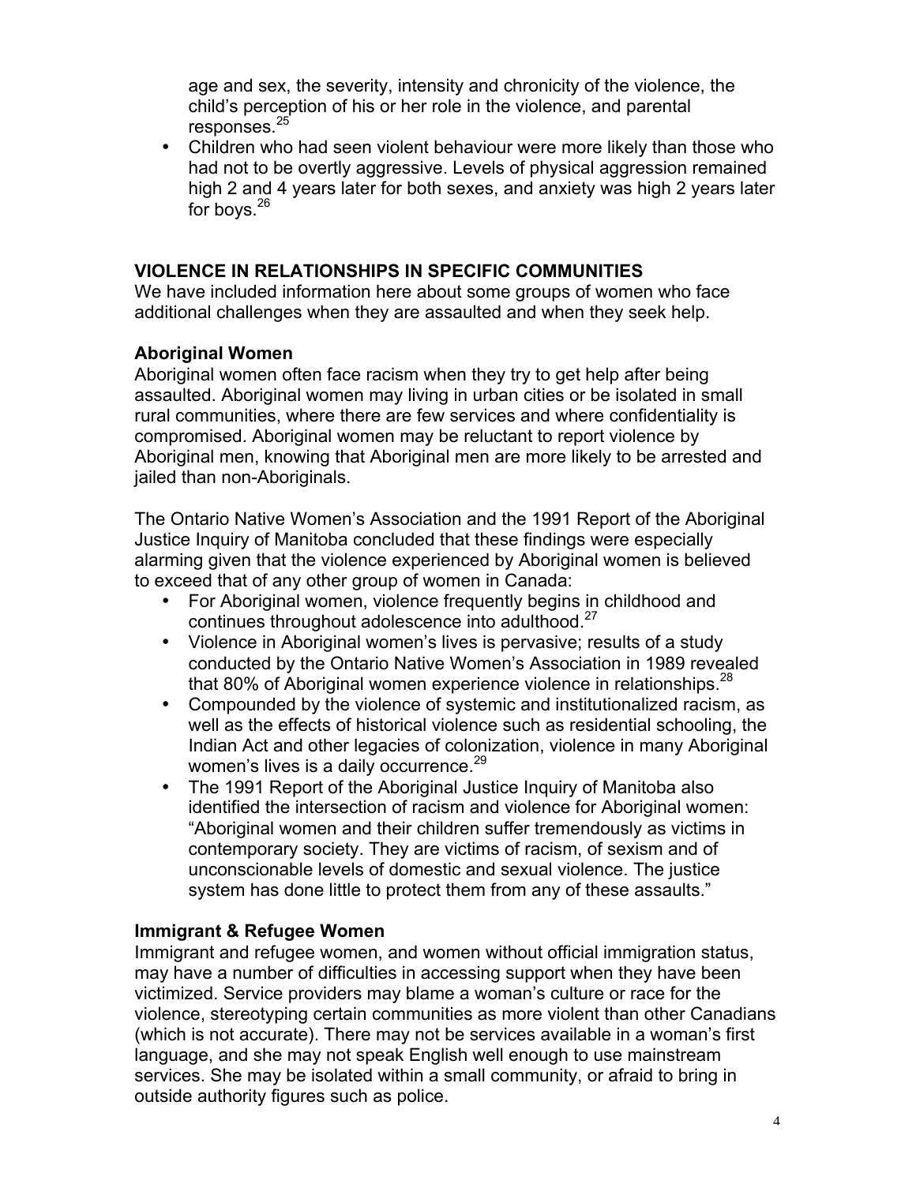age and sex, the severity, intensity and chronicity of the violence, the child's perception of his or her role in the violence, and parental responses.[25]

- Children who had seen violent behaviour were more likely than those who had not to be overtly aggressive. Levels of physical aggression remained high 2 and 4 years later for both sexes, and anxiety was high 2 years later for boys.[26]

## VIOLENCE IN RELATIONSHIPS IN SPECIFIC COMMUNITIES

We have included information here about some groups of women who face additional challenges when they are assaulted and when they seek help.

### Aboriginal Women

Aboriginal women often face racism when they try to get help after being assaulted. Aboriginal women may living in urban cities or be isolated in small rural communities, where there are few services and where confidentiality is compromised. Aboriginal women may be reluctant to report violence by Aboriginal men, knowing that Aboriginal men are more likely to be arrested and jailed than non-Aboriginals.

The Ontario Native Women's Association and the 1991 Report of the Aboriginal Justice Inquiry of Manitoba concluded that these findings were especially alarming given that the violence experienced by Aboriginal women is believed to exceed that of any other group of women in Canada:

- For Aboriginal women, violence frequently begins in childhood and continues throughout adolescence into adulthood.[27]
- Violence in Aboriginal women's lives is pervasive; results of a study conducted by the Ontario Native Women's Association in 1989 revealed that 80% of Aboriginal women experience violence in relationships.[28]
- Compounded by the violence of systemic and institutionalized racism, as well as the effects of historical violence such as residential schooling, the Indian Act and other legacies of colonization, violence in many Aboriginal women's lives is a daily occurrence.[29]
- The 1991 Report of the Aboriginal Justice Inquiry of Manitoba also identified the intersection of racism and violence for Aboriginal women: "Aboriginal women and their children suffer tremendously as victims in contemporary society. They are victims of racism, of sexism and of unconscionable levels of domestic and sexual violence. The justice system has done little to protect them from any of these assaults."

### Immigrant & Refugee Women

Immigrant and refugee women, and women without official immigration status, may have a number of difficulties in accessing support when they have been victimized. Service providers may blame a woman's culture or race for the violence, stereotyping certain communities as more violent than other Canadians (which is not accurate). There may not be services available in a woman's first language, and she may not speak English well enough to use mainstream services. She may be isolated within a small community, or afraid to bring in outside authority figures such as police.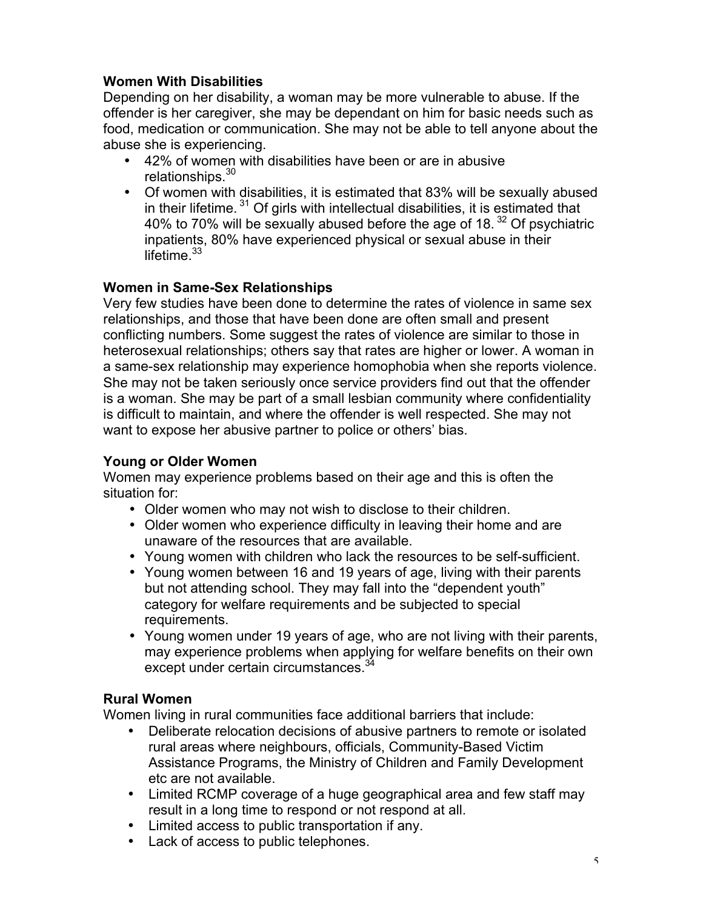**Women With Disabilities**

Depending on her disability, a woman may be more vulnerable to abuse. If the offender is her caregiver, she may be dependant on him for basic needs such as food, medication or communication. She may not be able to tell anyone about the abuse she is experiencing.

- 42% of women with disabilities have been or are in abusive relationships.[30]
- Of women with disabilities, it is estimated that 83% will be sexually abused in their lifetime.[31] Of girls with intellectual disabilities, it is estimated that 40% to 70% will be sexually abused before the age of 18.[32] Of psychiatric inpatients, 80% have experienced physical or sexual abuse in their lifetime.[33]

**Women in Same-Sex Relationships**

Very few studies have been done to determine the rates of violence in same sex relationships, and those that have been done are often small and present conflicting numbers. Some suggest the rates of violence are similar to those in heterosexual relationships; others say that rates are higher or lower. A woman in a same-sex relationship may experience homophobia when she reports violence. She may not be taken seriously once service providers find out that the offender is a woman. She may be part of a small lesbian community where confidentiality is difficult to maintain, and where the offender is well respected. She may not want to expose her abusive partner to police or others' bias.

**Young or Older Women**

Women may experience problems based on their age and this is often the situation for:

- Older women who may not wish to disclose to their children.
- Older women who experience difficulty in leaving their home and are unaware of the resources that are available.
- Young women with children who lack the resources to be self-sufficient.
- Young women between 16 and 19 years of age, living with their parents but not attending school. They may fall into the "dependent youth" category for welfare requirements and be subjected to special requirements.
- Young women under 19 years of age, who are not living with their parents, may experience problems when applying for welfare benefits on their own except under certain circumstances.[34]

**Rural Women**

Women living in rural communities face additional barriers that include:

- Deliberate relocation decisions of abusive partners to remote or isolated rural areas where neighbours, officials, Community-Based Victim Assistance Programs, the Ministry of Children and Family Development etc are not available.
- Limited RCMP coverage of a huge geographical area and few staff may result in a long time to respond or not respond at all.
- Limited access to public transportation if any.
- Lack of access to public telephones.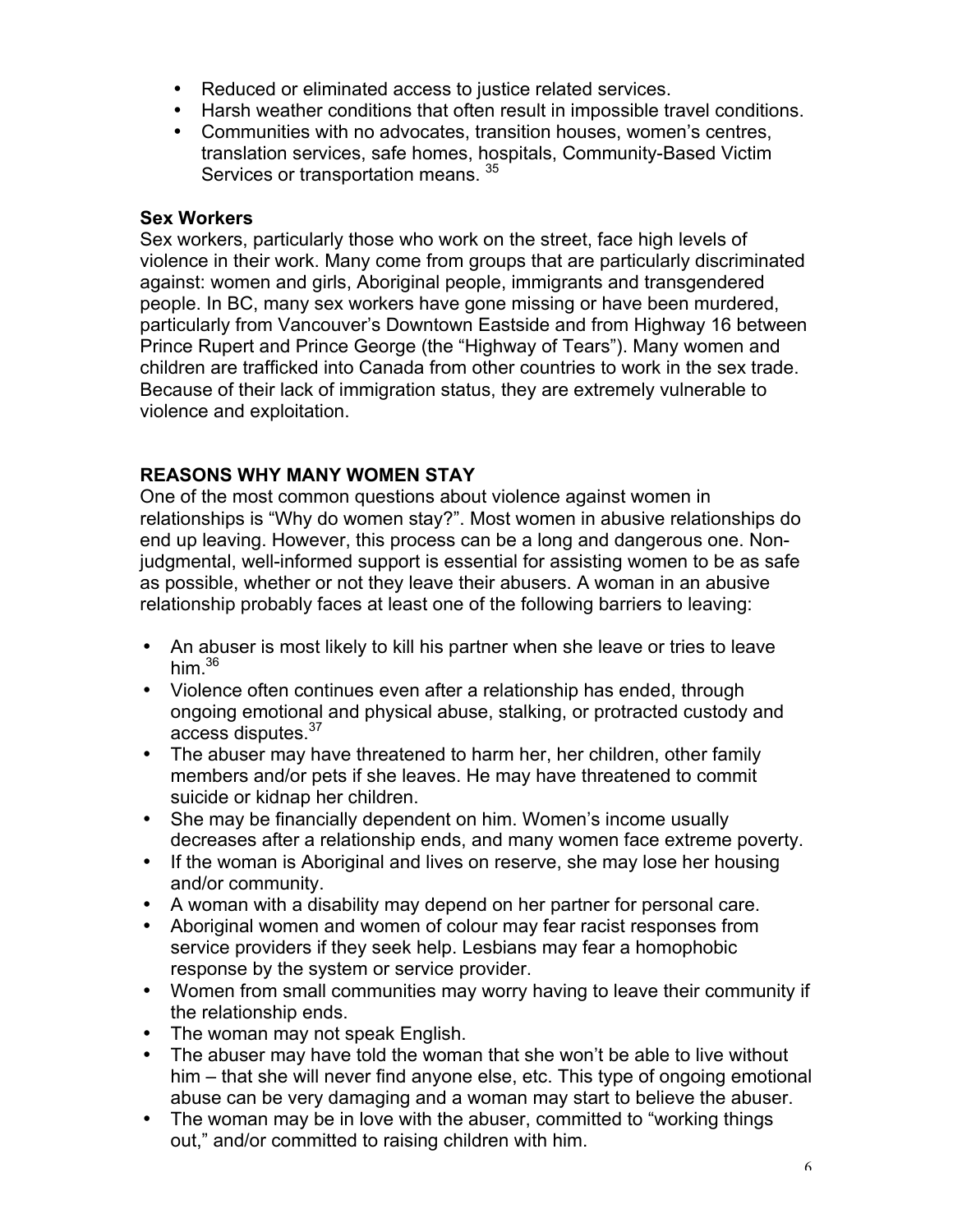- Reduced or eliminated access to justice related services.
- Harsh weather conditions that often result in impossible travel conditions.
- Communities with no advocates, transition houses, women's centres, translation services, safe homes, hospitals, Community-Based Victim Services or transportation means. [35]

**Sex Workers**

Sex workers, particularly those who work on the street, face high levels of violence in their work. Many come from groups that are particularly discriminated against: women and girls, Aboriginal people, immigrants and transgendered people. In BC, many sex workers have gone missing or have been murdered, particularly from Vancouver's Downtown Eastside and from Highway 16 between Prince Rupert and Prince George (the "Highway of Tears"). Many women and children are trafficked into Canada from other countries to work in the sex trade. Because of their lack of immigration status, they are extremely vulnerable to violence and exploitation.

## REASONS WHY MANY WOMEN STAY

One of the most common questions about violence against women in relationships is "Why do women stay?". Most women in abusive relationships do end up leaving. However, this process can be a long and dangerous one. Non-judgmental, well-informed support is essential for assisting women to be as safe as possible, whether or not they leave their abusers. A woman in an abusive relationship probably faces at least one of the following barriers to leaving:

- An abuser is most likely to kill his partner when she leave or tries to leave him.[36]
- Violence often continues even after a relationship has ended, through ongoing emotional and physical abuse, stalking, or protracted custody and access disputes.[37]
- The abuser may have threatened to harm her, her children, other family members and/or pets if she leaves. He may have threatened to commit suicide or kidnap her children.
- She may be financially dependent on him. Women's income usually decreases after a relationship ends, and many women face extreme poverty.
- If the woman is Aboriginal and lives on reserve, she may lose her housing and/or community.
- A woman with a disability may depend on her partner for personal care.
- Aboriginal women and women of colour may fear racist responses from service providers if they seek help. Lesbians may fear a homophobic response by the system or service provider.
- Women from small communities may worry having to leave their community if the relationship ends.
- The woman may not speak English.
- The abuser may have told the woman that she won't be able to live without him – that she will never find anyone else, etc. This type of ongoing emotional abuse can be very damaging and a woman may start to believe the abuser.
- The woman may be in love with the abuser, committed to "working things out," and/or committed to raising children with him.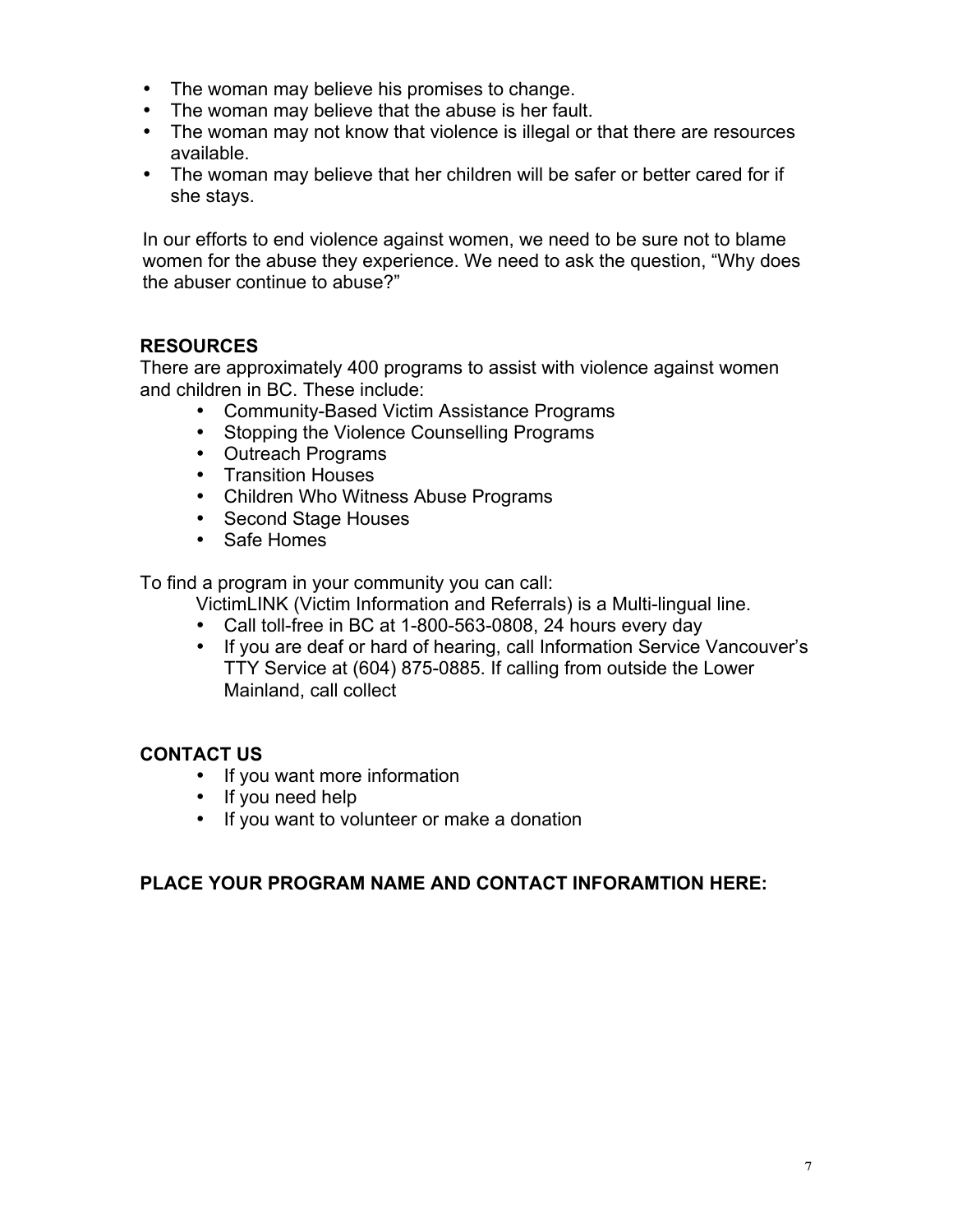- The woman may believe his promises to change.
- The woman may believe that the abuse is her fault.
- The woman may not know that violence is illegal or that there are resources available.
- The woman may believe that her children will be safer or better cared for if she stays.

In our efforts to end violence against women, we need to be sure not to blame women for the abuse they experience. We need to ask the question, "Why does the abuser continue to abuse?"

**RESOURCES**

There are approximately 400 programs to assist with violence against women and children in BC. These include:

- Community-Based Victim Assistance Programs
- Stopping the Violence Counselling Programs
- Outreach Programs
- Transition Houses
- Children Who Witness Abuse Programs
- Second Stage Houses
- Safe Homes

To find a program in your community you can call:

VictimLINK (Victim Information and Referrals) is a Multi-lingual line.

- Call toll-free in BC at 1-800-563-0808, 24 hours every day
- If you are deaf or hard of hearing, call Information Service Vancouver's TTY Service at (604) 875-0885. If calling from outside the Lower Mainland, call collect

**CONTACT US**

- If you want more information
- If you need help
- If you want to volunteer or make a donation

**PLACE YOUR PROGRAM NAME AND CONTACT INFORAMTION HERE:**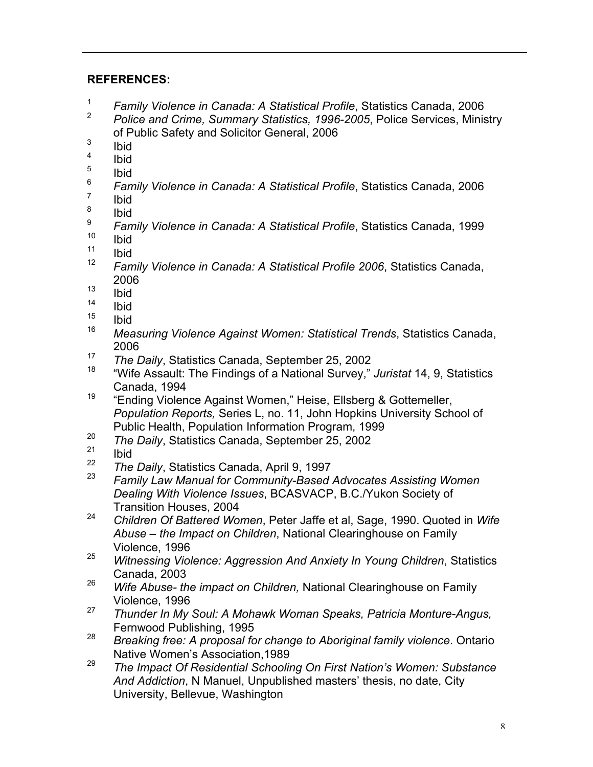## REFERENCES:

[1] *Family Violence in Canada: A Statistical Profile*, Statistics Canada, 2006

[2] *Police and Crime, Summary Statistics, 1996-2005*, Police Services, Ministry of Public Safety and Solicitor General, 2006

[3] Ibid

[4] Ibid

[5] Ibid

[6] *Family Violence in Canada: A Statistical Profile*, Statistics Canada, 2006

[7] Ibid

[8] Ibid

[9] *Family Violence in Canada: A Statistical Profile*, Statistics Canada, 1999

[10] Ibid

[11] Ibid

[12] *Family Violence in Canada: A Statistical Profile 2006*, Statistics Canada, 2006

[13] Ibid

[14] Ibid

[15] Ibid

[16] *Measuring Violence Against Women: Statistical Trends*, Statistics Canada, 2006

[17] *The Daily*, Statistics Canada, September 25, 2002

[18] "Wife Assault: The Findings of a National Survey," *Juristat* 14, 9, Statistics Canada, 1994

[19] "Ending Violence Against Women," Heise, Ellsberg & Gottemeller, *Population Reports,* Series L, no. 11, John Hopkins University School of Public Health, Population Information Program, 1999

[20] *The Daily*, Statistics Canada, September 25, 2002

[21] Ibid

[22] *The Daily*, Statistics Canada, April 9, 1997

[23] *Family Law Manual for Community-Based Advocates Assisting Women Dealing With Violence Issues*, BCASVACP, B.C./Yukon Society of Transition Houses, 2004

[24] *Children Of Battered Women*, Peter Jaffe et al, Sage, 1990. Quoted in *Wife Abuse – the Impact on Children*, National Clearinghouse on Family Violence, 1996

[25] *Witnessing Violence: Aggression And Anxiety In Young Children*, Statistics Canada, 2003

[26] *Wife Abuse- the impact on Children,* National Clearinghouse on Family Violence, 1996

[27] *Thunder In My Soul: A Mohawk Woman Speaks, Patricia Monture-Angus,* Fernwood Publishing, 1995

[28] *Breaking free: A proposal for change to Aboriginal family violence*. Ontario Native Women's Association,1989

[29] *The Impact Of Residential Schooling On First Nation's Women: Substance And Addiction*, N Manuel, Unpublished masters' thesis, no date, City University, Bellevue, Washington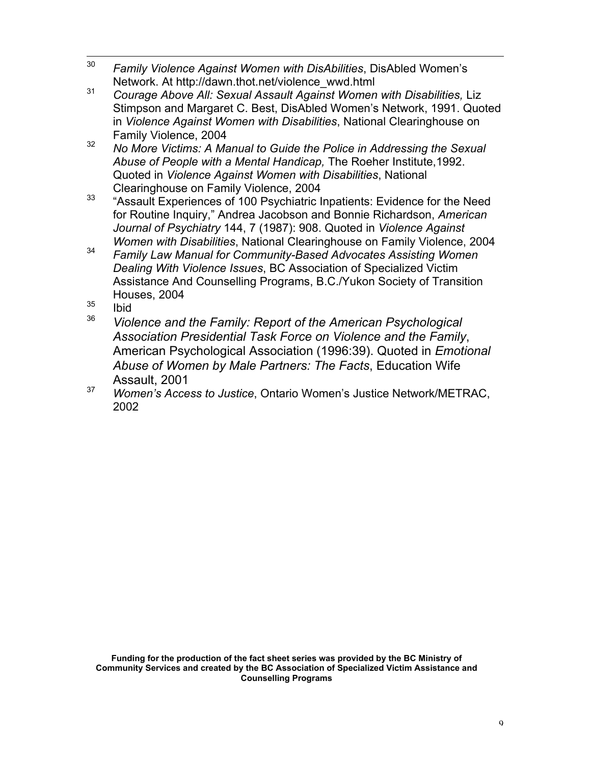30 *Family Violence Against Women with DisAbilities*, DisAbled Women's Network. At http://dawn.thot.net/violence_wwd.html

31 *Courage Above All: Sexual Assault Against Women with Disabilities,* Liz Stimpson and Margaret C. Best, DisAbled Women's Network, 1991. Quoted in *Violence Against Women with Disabilities*, National Clearinghouse on Family Violence, 2004

32 *No More Victims: A Manual to Guide the Police in Addressing the Sexual Abuse of People with a Mental Handicap,* The Roeher Institute,1992. Quoted in *Violence Against Women with Disabilities*, National Clearinghouse on Family Violence, 2004

33 "Assault Experiences of 100 Psychiatric Inpatients: Evidence for the Need for Routine Inquiry," Andrea Jacobson and Bonnie Richardson, *American Journal of Psychiatry* 144, 7 (1987): 908. Quoted in *Violence Against Women with Disabilities*, National Clearinghouse on Family Violence, 2004

34 *Family Law Manual for Community-Based Advocates Assisting Women Dealing With Violence Issues*, BC Association of Specialized Victim Assistance And Counselling Programs, B.C./Yukon Society of Transition Houses, 2004

35 Ibid

36 *Violence and the Family: Report of the American Psychological Association Presidential Task Force on Violence and the Family*, American Psychological Association (1996:39). Quoted in *Emotional Abuse of Women by Male Partners: The Facts*, Education Wife Assault, 2001

37 *Women's Access to Justice*, Ontario Women's Justice Network/METRAC, 2002

**Funding for the production of the fact sheet series was provided by the BC Ministry of Community Services and created by the BC Association of Specialized Victim Assistance and Counselling Programs**